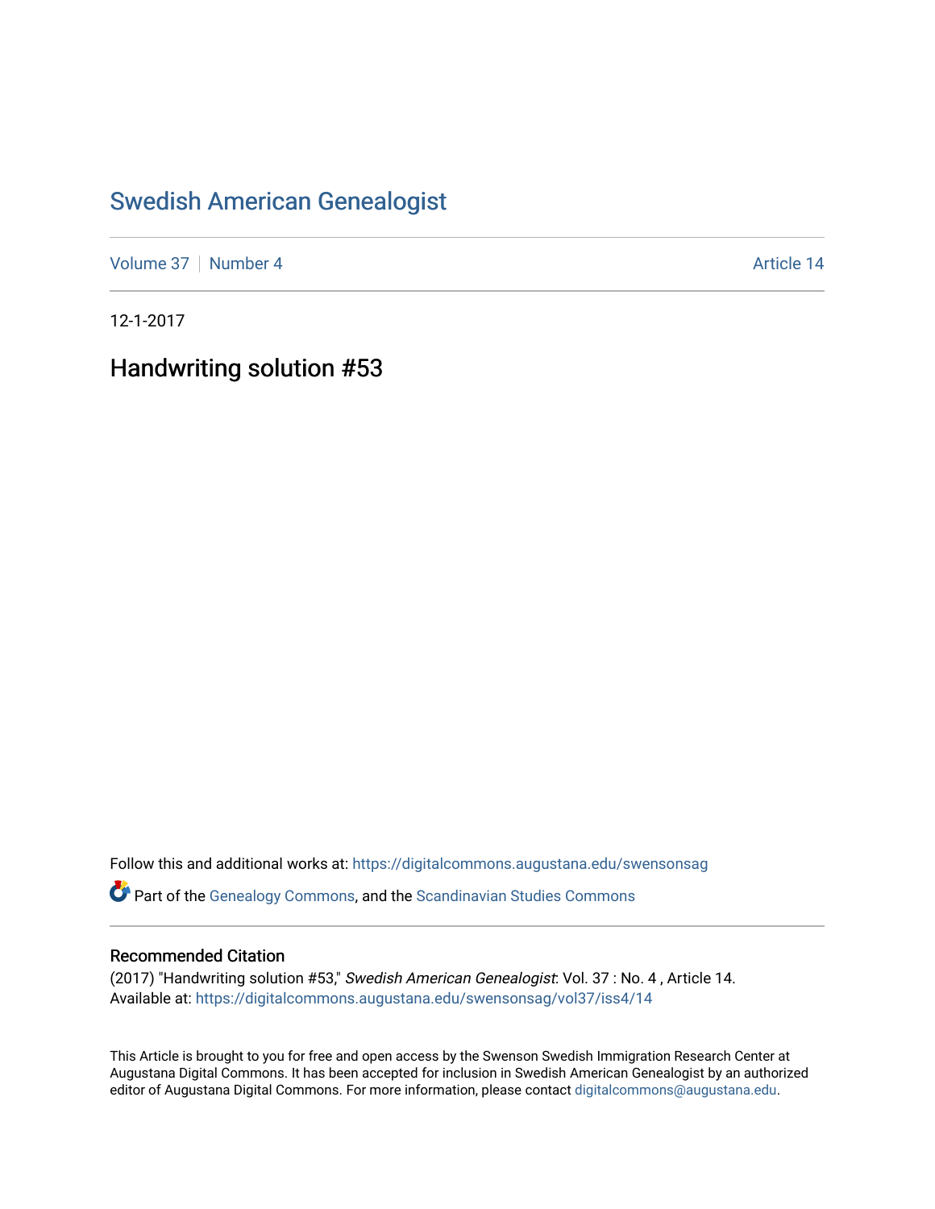# Swedish American Genealogist

Volume 37 | Number 4 | Article 14

12-1-2017

## Handwriting solution #53

Follow this and additional works at: https://digitalcommons.augustana.edu/swensonsag

Part of the Genealogy Commons, and the Scandinavian Studies Commons

### Recommended Citation

(2017) "Handwriting solution #53," *Swedish American Genealogist*: Vol. 37 : No. 4 , Article 14.
Available at: https://digitalcommons.augustana.edu/swensonsag/vol37/iss4/14

This Article is brought to you for free and open access by the Swenson Swedish Immigration Research Center at Augustana Digital Commons. It has been accepted for inclusion in Swedish American Genealogist by an authorized editor of Augustana Digital Commons. For more information, please contact digitalcommons@augustana.edu.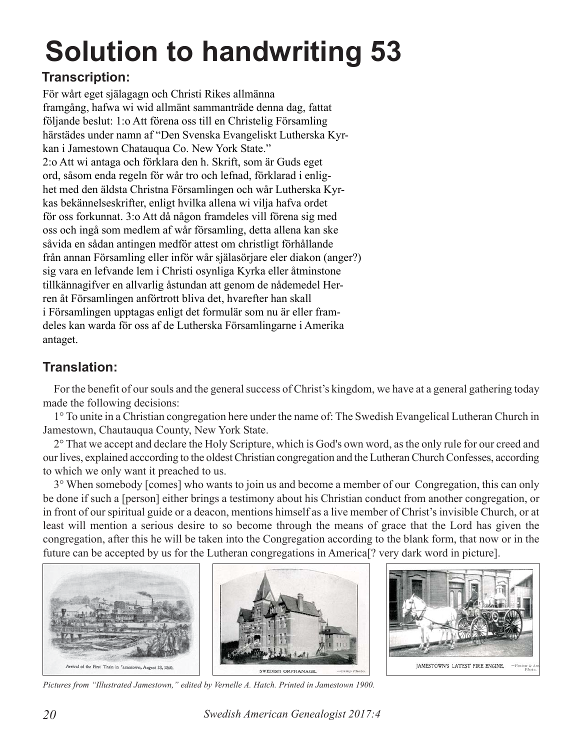# Solution to handwriting 53

## Transcription:

För wårt eget själagagn och Christi Rikes allmänna framgång, hafwa wi wid allmänt sammanträde denna dag, fattat följande beslut: 1:o Att förena oss till en Christelig Församling härstädes under namn af "Den Svenska Evangeliskt Lutherska Kyrkan i Jamestown Chatauqua Co. New York State."
2:o Att wi antaga och förklara den h. Skrift, som är Guds eget ord, såsom enda regeln för wår tro och lefnad, förklarad i enlighet med den äldsta Christna Församlingen och wår Lutherska Kyrkas bekännelseskrifter, enligt hvilka allena wi vilja hafva ordet för oss forkunnat. 3:o Att då någon framdeles vill förena sig med oss och ingå som medlem af wår församling, detta allena kan ske såvida en sådan antingen medför attest om christligt förhållande från annan Församling eller inför wår själasörjare eler diakon (anger?) sig vara en lefvande lem i Christi osynliga Kyrka eller åtminstone tillkännagifver en allvarlig åstundan att genom de nådemedel Herren åt Församlingen anförtrott bliva det, hvarefter han skall i Församlingen upptagas enligt det formulär som nu är eller framdeles kan warda för oss af de Lutherska Församlingarne i Amerika antaget.

## Translation:

For the benefit of our souls and the general success of Christ's kingdom, we have at a general gathering today made the following decisions:

1° To unite in a Christian congregation here under the name of: The Swedish Evangelical Lutheran Church in Jamestown, Chautauqua County, New York State.

2° That we accept and declare the Holy Scripture, which is God's own word, as the only rule for our creed and our lives, explained acccording to the oldest Christian congregation and the Lutheran Church Confesses, according to which we only want it preached to us.

3° When somebody [comes] who wants to join us and become a member of our Congregation, this can only be done if such a [person] either brings a testimony about his Christian conduct from another congregation, or in front of our spiritual guide or a deacon, mentions himself as a live member of Christ's invisible Church, or at least will mention a serious desire to so become through the means of grace that the Lord has given the congregation, after this he will be taken into the Congregation according to the blank form, that now or in the future can be accepted by us for the Lutheran congregations in America[? very dark word in picture].

Arrival of the First Train in Jamestown, August 23, 1860.

SWEDISH ORPHANAGE. —Camp Photo.

JAMESTOWN'S LATEST FIRE ENGINE. —Fenton & Am Photo.

*Pictures from "Illustrated Jamestown," edited by Vernelle A. Hatch. Printed in Jamestown 1900.*